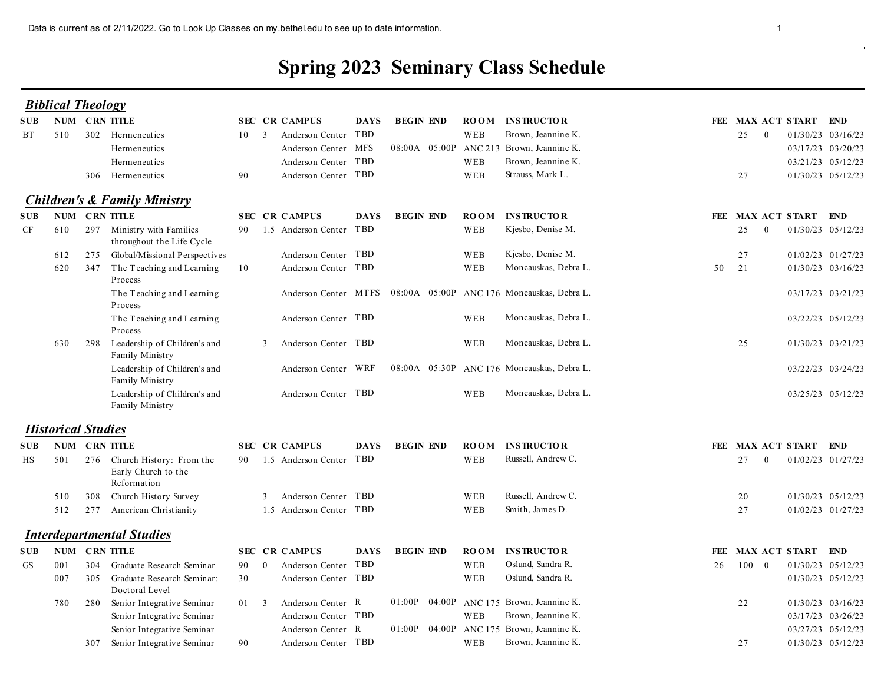Data is current as of 2/11/2022. Go to Look Up Classes on my.bethel.edu to see up to date information.

# Spring 2023 Seminary Class Schedule

## *Biblical Theology*

| SUB | NUM | CRN | TITLE | SEC | CR | CAMPUS | DAYS | BEGIN | END | ROOM | INSTRUCTOR | FEE | MAX | ACT | START | END |
|---|---|---|---|---|---|---|---|---|---|---|---|---|---|---|---|---|
| BT | 510 | 302 | Hermeneutics | 10 | 3 | Anderson Center | TBD | | | WEB | Brown, Jeannine K. | | 25 | 0 | 01/30/23 | 03/16/23 |
| | | | Hermeneutics | | | Anderson Center | MFS | 08:00A | 05:00P | ANC 213 | Brown, Jeannine K. | | | | 03/17/23 | 03/20/23 |
| | | | Hermeneutics | | | Anderson Center | TBD | | | WEB | Brown, Jeannine K. | | | | 03/21/23 | 05/12/23 |
| | | 306 | Hermeneutics | 90 | | Anderson Center | TBD | | | WEB | Strauss, Mark L. | | 27 | | 01/30/23 | 05/12/23 |

## *Children's & Family Ministry*

| SUB | NUM | CRN | TITLE | SEC | CR | CAMPUS | DAYS | BEGIN | END | ROOM | INSTRUCTOR | FEE | MAX | ACT | START | END |
|---|---|---|---|---|---|---|---|---|---|---|---|---|---|---|---|---|
| CF | 610 | 297 | Ministry with Families throughout the Life Cycle | 90 | 1.5 | Anderson Center | TBD | | | WEB | Kjesbo, Denise M. | | 25 | 0 | 01/30/23 | 05/12/23 |
| | 612 | 275 | Global/Missional Perspectives | | | Anderson Center | TBD | | | WEB | Kjesbo, Denise M. | | 27 | | 01/02/23 | 01/27/23 |
| | 620 | 347 | The Teaching and Learning Process | 10 | | Anderson Center | TBD | | | WEB | Moncauskas, Debra L. | 50 | 21 | | 01/30/23 | 03/16/23 |
| | | | The Teaching and Learning Process | | | Anderson Center | MTFS | 08:00A | 05:00P | ANC 176 | Moncauskas, Debra L. | | | | 03/17/23 | 03/21/23 |
| | | | The Teaching and Learning Process | | | Anderson Center | TBD | | | WEB | Moncauskas, Debra L. | | | | 03/22/23 | 05/12/23 |
| | 630 | 298 | Leadership of Children's and Family Ministry | | 3 | Anderson Center | TBD | | | WEB | Moncauskas, Debra L. | | 25 | | 01/30/23 | 03/21/23 |
| | | | Leadership of Children's and Family Ministry | | | Anderson Center | WRF | 08:00A | 05:30P | ANC 176 | Moncauskas, Debra L. | | | | 03/22/23 | 03/24/23 |
| | | | Leadership of Children's and Family Ministry | | | Anderson Center | TBD | | | WEB | Moncauskas, Debra L. | | | | 03/25/23 | 05/12/23 |

## *Historical Studies*

| SUB | NUM | CRN | TITLE | SEC | CR | CAMPUS | DAYS | BEGIN | END | ROOM | INSTRUCTOR | FEE | MAX | ACT | START | END |
|---|---|---|---|---|---|---|---|---|---|---|---|---|---|---|---|---|
| HS | 501 | 276 | Church History: From the Early Church to the Reformation | 90 | 1.5 | Anderson Center | TBD | | | WEB | Russell, Andrew C. | | 27 | 0 | 01/02/23 | 01/27/23 |
| | 510 | 308 | Church History Survey | | 3 | Anderson Center | TBD | | | WEB | Russell, Andrew C. | | 20 | | 01/30/23 | 05/12/23 |
| | 512 | 277 | American Christianity | | 1.5 | Anderson Center | TBD | | | WEB | Smith, James D. | | 27 | | 01/02/23 | 01/27/23 |

## *Interdepartmental Studies*

| SUB | NUM | CRN | TITLE | SEC | CR | CAMPUS | DAYS | BEGIN | END | ROOM | INSTRUCTOR | FEE | MAX | ACT | START | END |
|---|---|---|---|---|---|---|---|---|---|---|---|---|---|---|---|---|
| GS | 001 | 304 | Graduate Research Seminar | 90 | 0 | Anderson Center | TBD | | | WEB | Oslund, Sandra R. | 26 | 100 | 0 | 01/30/23 | 05/12/23 |
| | 007 | 305 | Graduate Research Seminar: Doctoral Level | 30 | | Anderson Center | TBD | | | WEB | Oslund, Sandra R. | | | | 01/30/23 | 05/12/23 |
| | 780 | 280 | Senior Integrative Seminar | 01 | 3 | Anderson Center | R | 01:00P | 04:00P | ANC 175 | Brown, Jeannine K. | | 22 | | 01/30/23 | 03/16/23 |
| | | | Senior Integrative Seminar | | | Anderson Center | TBD | | | WEB | Brown, Jeannine K. | | | | 03/17/23 | 03/26/23 |
| | | | Senior Integrative Seminar | | | Anderson Center | R | 01:00P | 04:00P | ANC 175 | Brown, Jeannine K. | | | | 03/27/23 | 05/12/23 |
| | | 307 | Senior Integrative Seminar | 90 | | Anderson Center | TBD | | | WEB | Brown, Jeannine K. | | 27 | | 01/30/23 | 05/12/23 |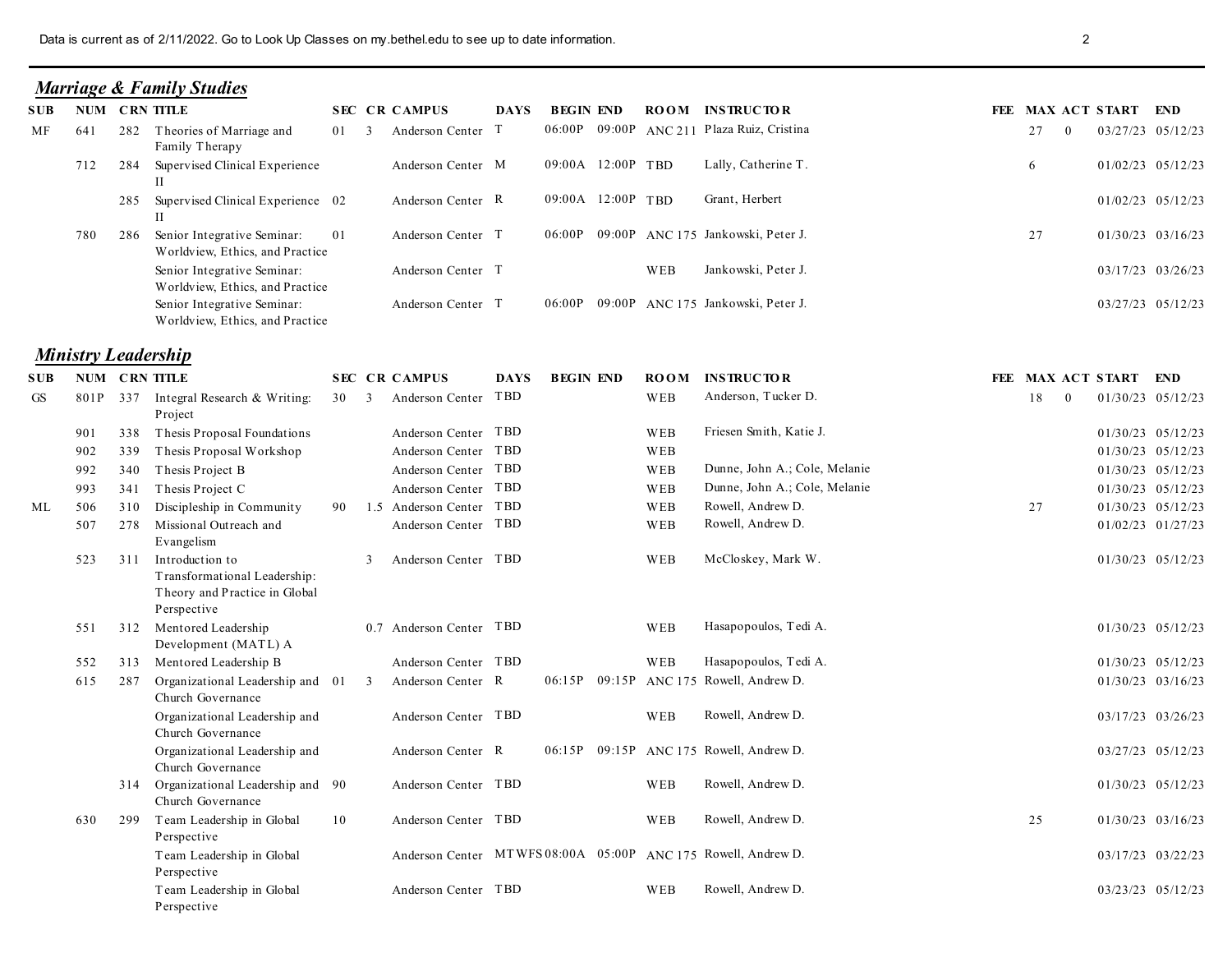Data is current as of 2/11/2022. Go to Look Up Classes on my.bethel.edu to see up to date information.

## *Marriage & Family Studies*

| SUB | NUM | CRN | TITLE | SEC | CR | CAMPUS | DAYS | BEGIN | END | ROOM | INSTRUCTOR | FEE | MAX | ACT | START | END |
|---|---|---|---|---|---|---|---|---|---|---|---|---|---|---|---|---|
| MF | 641 | 282 | Theories of Marriage and Family Therapy | 01 | 3 | Anderson Center | T | 06:00P | 09:00P | ANC 211 | Plaza Ruiz, Cristina | | 27 | 0 | 03/27/23 | 05/12/23 |
| | 712 | 284 | Supervised Clinical Experience II | | | Anderson Center | M | 09:00A | 12:00P | TBD | Lally, Catherine T. | | 6 | | 01/02/23 | 05/12/23 |
| | | 285 | Supervised Clinical Experience II | 02 | | Anderson Center | R | 09:00A | 12:00P | TBD | Grant, Herbert | | | | 01/02/23 | 05/12/23 |
| | 780 | 286 | Senior Integrative Seminar: Worldview, Ethics, and Practice | 01 | | Anderson Center | T | 06:00P | 09:00P | ANC 175 | Jankowski, Peter J. | | 27 | | 01/30/23 | 03/16/23 |
| | | | Senior Integrative Seminar: Worldview, Ethics, and Practice | | | Anderson Center | T | | | WEB | Jankowski, Peter J. | | | | 03/17/23 | 03/26/23 |
| | | | Senior Integrative Seminar: Worldview, Ethics, and Practice | | | Anderson Center | T | 06:00P | 09:00P | ANC 175 | Jankowski, Peter J. | | | | 03/27/23 | 05/12/23 |

## *Ministry Leadership*

| SUB | NUM | CRN | TITLE | SEC | CR | CAMPUS | DAYS | BEGIN | END | ROOM | INSTRUCTOR | FEE | MAX | ACT | START | END |
|---|---|---|---|---|---|---|---|---|---|---|---|---|---|---|---|---|
| GS | 801P | 337 | Integral Research & Writing: Project | 30 | 3 | Anderson Center | TBD | | | WEB | Anderson, Tucker D. | | 18 | 0 | 01/30/23 | 05/12/23 |
| | 901 | 338 | Thesis Proposal Foundations | | | Anderson Center | TBD | | | WEB | Friesen Smith, Katie J. | | | | 01/30/23 | 05/12/23 |
| | 902 | 339 | Thesis Proposal Workshop | | | Anderson Center | TBD | | | WEB | | | | | 01/30/23 | 05/12/23 |
| | 992 | 340 | Thesis Project B | | | Anderson Center | TBD | | | WEB | Dunne, John A.; Cole, Melanie | | | | 01/30/23 | 05/12/23 |
| | 993 | 341 | Thesis Project C | | | Anderson Center | TBD | | | WEB | Dunne, John A.; Cole, Melanie | | | | 01/30/23 | 05/12/23 |
| ML | 506 | 310 | Discipleship in Community | 90 | 1.5 | Anderson Center | TBD | | | WEB | Rowell, Andrew D. | | 27 | | 01/30/23 | 05/12/23 |
| | 507 | 278 | Missional Outreach and Evangelism | | | Anderson Center | TBD | | | WEB | Rowell, Andrew D. | | | | 01/02/23 | 01/27/23 |
| | 523 | 311 | Introduction to Transformational Leadership: Theory and Practice in Global Perspective | | 3 | Anderson Center | TBD | | | WEB | McCloskey, Mark W. | | | | 01/30/23 | 05/12/23 |
| | 551 | 312 | Mentored Leadership Development (MATL) A | | 0.7 | Anderson Center | TBD | | | WEB | Hasapopoulos, Tedi A. | | | | 01/30/23 | 05/12/23 |
| | 552 | 313 | Mentored Leadership B | | | Anderson Center | TBD | | | WEB | Hasapopoulos, Tedi A. | | | | 01/30/23 | 05/12/23 |
| | 615 | 287 | Organizational Leadership and Church Governance | 01 | 3 | Anderson Center | R | 06:15P | 09:15P | ANC 175 | Rowell, Andrew D. | | | | 01/30/23 | 03/16/23 |
| | | | Organizational Leadership and Church Governance | | | Anderson Center | TBD | | | WEB | Rowell, Andrew D. | | | | 03/17/23 | 03/26/23 |
| | | | Organizational Leadership and Church Governance | | | Anderson Center | R | 06:15P | 09:15P | ANC 175 | Rowell, Andrew D. | | | | 03/27/23 | 05/12/23 |
| | | 314 | Organizational Leadership and Church Governance | 90 | | Anderson Center | TBD | | | WEB | Rowell, Andrew D. | | | | 01/30/23 | 05/12/23 |
| | 630 | 299 | Team Leadership in Global Perspective | 10 | | Anderson Center | TBD | | | WEB | Rowell, Andrew D. | | 25 | | 01/30/23 | 03/16/23 |
| | | | Team Leadership in Global Perspective | | | Anderson Center | MTWFS | 08:00A | 05:00P | ANC 175 | Rowell, Andrew D. | | | | 03/17/23 | 03/22/23 |
| | | | Team Leadership in Global Perspective | | | Anderson Center | TBD | | | WEB | Rowell, Andrew D. | | | | 03/23/23 | 05/12/23 |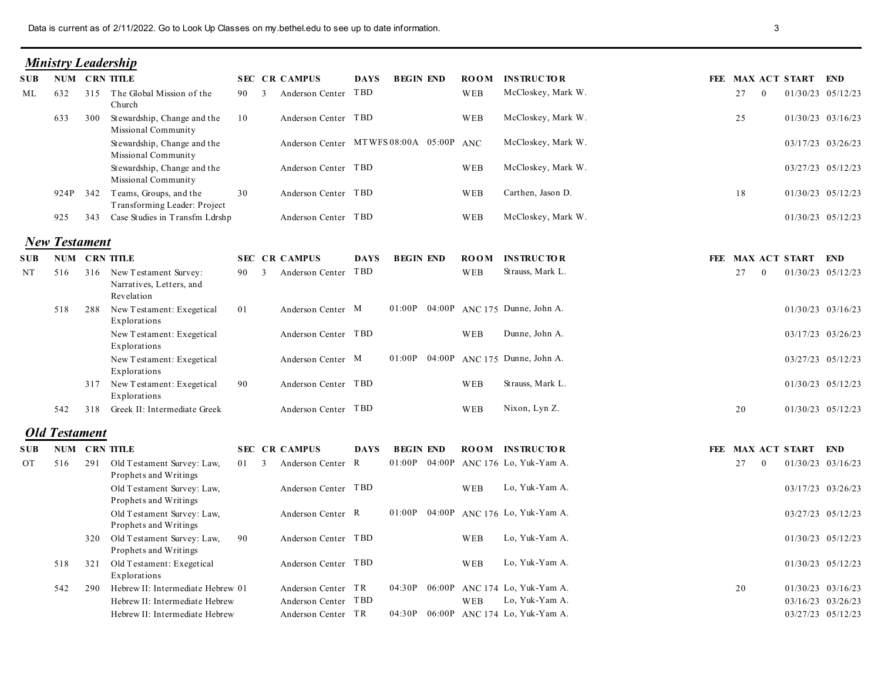Data is current as of 2/11/2022. Go to Look Up Classes on my.bethel.edu to see up to date information.

## *Ministry Leadership*

| SUB | NUM | CRN | TITLE | SEC | CR | CAMPUS | DAYS | BEGIN | END | ROOM | INSTRUCTOR | FEE | MAX | ACT | START | END |
|---|---|---|---|---|---|---|---|---|---|---|---|---|---|---|---|---|
| ML | 632 | 315 | The Global Mission of the Church | 90 | 3 | Anderson Center | TBD | | | WEB | McCloskey, Mark W. | | 27 | 0 | 01/30/23 | 05/12/23 |
| | 633 | 300 | Stewardship, Change and the Missional Community | 10 | | Anderson Center | TBD | | | WEB | McCloskey, Mark W. | | 25 | | 01/30/23 | 03/16/23 |
| | | | Stewardship, Change and the Missional Community | | | Anderson Center | MTWFS | 08:00A | 05:00P | ANC | McCloskey, Mark W. | | | | 03/17/23 | 03/26/23 |
| | | | Stewardship, Change and the Missional Community | | | Anderson Center | TBD | | | WEB | McCloskey, Mark W. | | | | 03/27/23 | 05/12/23 |
| | 924P | 342 | Teams, Groups, and the Transforming Leader: Project | 30 | | Anderson Center | TBD | | | WEB | Carthen, Jason D. | | 18 | | 01/30/23 | 05/12/23 |
| | 925 | 343 | Case Studies in Transfm Ldrshp | | | Anderson Center | TBD | | | WEB | McCloskey, Mark W. | | | | 01/30/23 | 05/12/23 |

## *New Testament*

| SUB | NUM | CRN | TITLE | SEC | CR | CAMPUS | DAYS | BEGIN | END | ROOM | INSTRUCTOR | FEE | MAX | ACT | START | END |
|---|---|---|---|---|---|---|---|---|---|---|---|---|---|---|---|---|
| NT | 516 | 316 | New Testament Survey: Narratives, Letters, and Revelation | 90 | 3 | Anderson Center | TBD | | | WEB | Strauss, Mark L. | | 27 | 0 | 01/30/23 | 05/12/23 |
| | 518 | 288 | New Testament: Exegetical Explorations | 01 | | Anderson Center | M | 01:00P | 04:00P | ANC 175 | Dunne, John A. | | | | 01/30/23 | 03/16/23 |
| | | | New Testament: Exegetical Explorations | | | Anderson Center | TBD | | | WEB | Dunne, John A. | | | | 03/17/23 | 03/26/23 |
| | | | New Testament: Exegetical Explorations | | | Anderson Center | M | 01:00P | 04:00P | ANC 175 | Dunne, John A. | | | | 03/27/23 | 05/12/23 |
| | | 317 | New Testament: Exegetical Explorations | 90 | | Anderson Center | TBD | | | WEB | Strauss, Mark L. | | | | 01/30/23 | 05/12/23 |
| | 542 | 318 | Greek II: Intermediate Greek | | | Anderson Center | TBD | | | WEB | Nixon, Lyn Z. | | 20 | | 01/30/23 | 05/12/23 |

## *Old Testament*

| SUB | NUM | CRN | TITLE | SEC | CR | CAMPUS | DAYS | BEGIN | END | ROOM | INSTRUCTOR | FEE | MAX | ACT | START | END |
|---|---|---|---|---|---|---|---|---|---|---|---|---|---|---|---|---|
| OT | 516 | 291 | Old Testament Survey: Law, Prophets and Writings | 01 | 3 | Anderson Center | R | 01:00P | 04:00P | ANC 176 | Lo, Yuk-Yam A. | | 27 | 0 | 01/30/23 | 03/16/23 |
| | | | Old Testament Survey: Law, Prophets and Writings | | | Anderson Center | TBD | | | WEB | Lo, Yuk-Yam A. | | | | 03/17/23 | 03/26/23 |
| | | | Old Testament Survey: Law, Prophets and Writings | | | Anderson Center | R | 01:00P | 04:00P | ANC 176 | Lo, Yuk-Yam A. | | | | 03/27/23 | 05/12/23 |
| | | 320 | Old Testament Survey: Law, Prophets and Writings | 90 | | Anderson Center | TBD | | | WEB | Lo, Yuk-Yam A. | | | | 01/30/23 | 05/12/23 |
| | 518 | 321 | Old Testament: Exegetical Explorations | | | Anderson Center | TBD | | | WEB | Lo, Yuk-Yam A. | | | | 01/30/23 | 05/12/23 |
| | 542 | 290 | Hebrew II: Intermediate Hebrew | 01 | | Anderson Center | TR | 04:30P | 06:00P | ANC 174 | Lo, Yuk-Yam A. | | 20 | | 01/30/23 | 03/16/23 |
| | | | Hebrew II: Intermediate Hebrew | | | Anderson Center | TBD | | | WEB | Lo, Yuk-Yam A. | | | | 03/16/23 | 03/26/23 |
| | | | Hebrew II: Intermediate Hebrew | | | Anderson Center | TR | 04:30P | 06:00P | ANC 174 | Lo, Yuk-Yam A. | | | | 03/27/23 | 05/12/23 |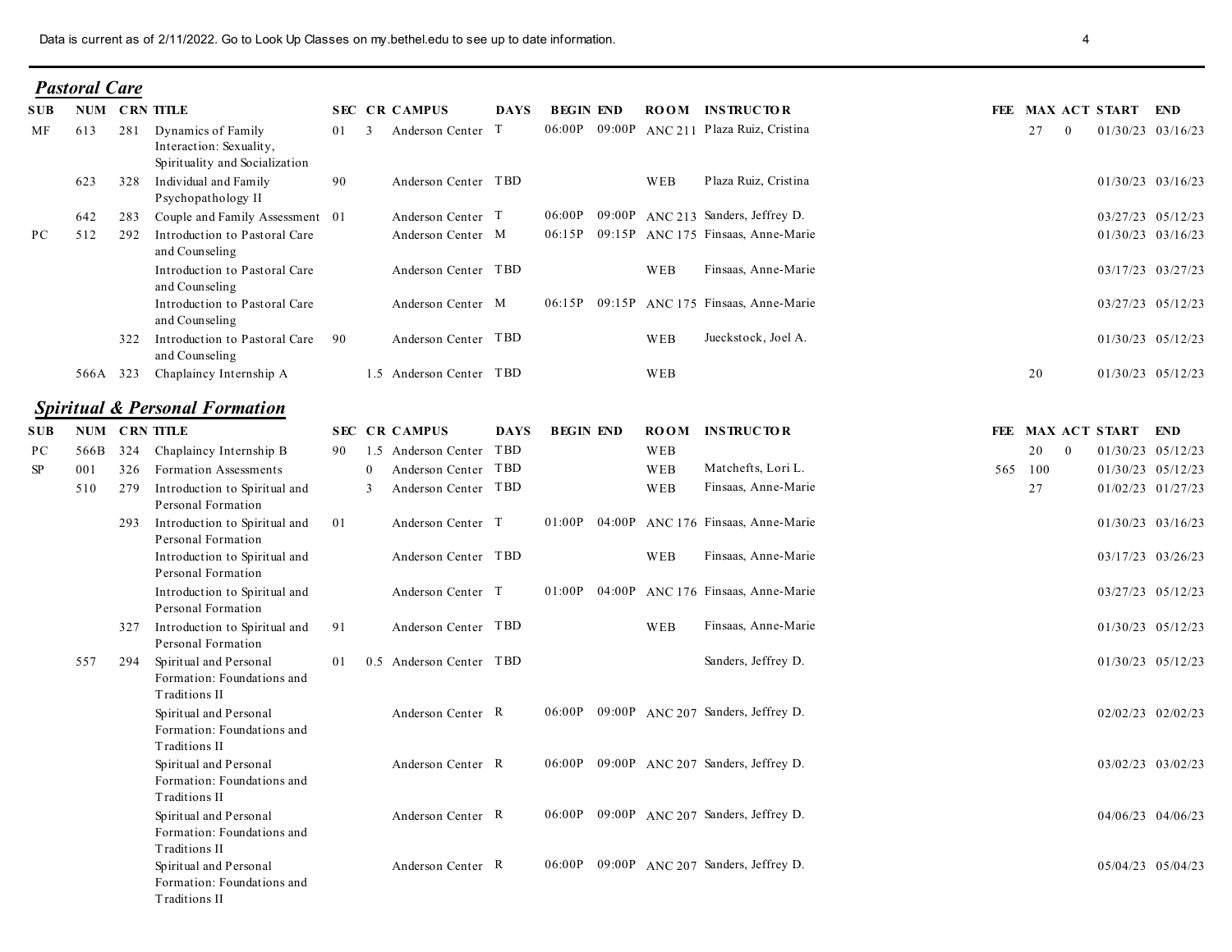Data is current as of 2/11/2022. Go to Look Up Classes on my.bethel.edu to see up to date information.

## *Pastoral Care*

| SUB | NUM | CRN | TITLE | SEC | CR | CAMPUS | DAYS | BEGIN | END | ROOM | INSTRUCTOR | FEE | MAX | ACT | START | END |
|---|---|---|---|---|---|---|---|---|---|---|---|---|---|---|---|---|
| MF | 613 | 281 | Dynamics of Family Interaction: Sexuality, Spirituality and Socialization | 01 | 3 | Anderson Center | T | 06:00P | 09:00P | ANC 211 | Plaza Ruiz, Cristina | | 27 | 0 | 01/30/23 | 03/16/23 |
| | 623 | 328 | Individual and Family Psychopathology II | 90 | | Anderson Center | TBD | | | WEB | Plaza Ruiz, Cristina | | | | 01/30/23 | 03/16/23 |
| | 642 | 283 | Couple and Family Assessment | 01 | | Anderson Center | T | 06:00P | 09:00P | ANC 213 | Sanders, Jeffrey D. | | | | 03/27/23 | 05/12/23 |
| PC | 512 | 292 | Introduction to Pastoral Care and Counseling | | | Anderson Center | M | 06:15P | 09:15P | ANC 175 | Finsaas, Anne-Marie | | | | 01/30/23 | 03/16/23 |
| | | | Introduction to Pastoral Care and Counseling | | | Anderson Center | TBD | | | WEB | Finsaas, Anne-Marie | | | | 03/17/23 | 03/27/23 |
| | | | Introduction to Pastoral Care and Counseling | | | Anderson Center | M | 06:15P | 09:15P | ANC 175 | Finsaas, Anne-Marie | | | | 03/27/23 | 05/12/23 |
| | | 322 | Introduction to Pastoral Care and Counseling | 90 | | Anderson Center | TBD | | | WEB | Jueckstock, Joel A. | | | | 01/30/23 | 05/12/23 |
| | 566A | 323 | Chaplaincy Internship A | | 1.5 | Anderson Center | TBD | | | WEB | | | 20 | | 01/30/23 | 05/12/23 |

## *Spiritual & Personal Formation*

| SUB | NUM | CRN | TITLE | SEC | CR | CAMPUS | DAYS | BEGIN | END | ROOM | INSTRUCTOR | FEE | MAX | ACT | START | END |
|---|---|---|---|---|---|---|---|---|---|---|---|---|---|---|---|---|
| PC | 566B | 324 | Chaplaincy Internship B | 90 | 1.5 | Anderson Center | TBD | | | WEB | | | 20 | 0 | 01/30/23 | 05/12/23 |
| SP | 001 | 326 | Formation Assessments | | 0 | Anderson Center | TBD | | | WEB | Matchefts, Lori L. | 565 | 100 | | 01/30/23 | 05/12/23 |
| | 510 | 279 | Introduction to Spiritual and Personal Formation | | 3 | Anderson Center | TBD | | | WEB | Finsaas, Anne-Marie | | 27 | | 01/02/23 | 01/27/23 |
| | | 293 | Introduction to Spiritual and Personal Formation | 01 | | Anderson Center | T | 01:00P | 04:00P | ANC 176 | Finsaas, Anne-Marie | | | | 01/30/23 | 03/16/23 |
| | | | Introduction to Spiritual and Personal Formation | | | Anderson Center | TBD | | | WEB | Finsaas, Anne-Marie | | | | 03/17/23 | 03/26/23 |
| | | | Introduction to Spiritual and Personal Formation | | | Anderson Center | T | 01:00P | 04:00P | ANC 176 | Finsaas, Anne-Marie | | | | 03/27/23 | 05/12/23 |
| | | 327 | Introduction to Spiritual and Personal Formation | 91 | | Anderson Center | TBD | | | WEB | Finsaas, Anne-Marie | | | | 01/30/23 | 05/12/23 |
| | 557 | 294 | Spiritual and Personal Formation: Foundations and Traditions II | 01 | 0.5 | Anderson Center | TBD | | | | Sanders, Jeffrey D. | | | | 01/30/23 | 05/12/23 |
| | | | Spiritual and Personal Formation: Foundations and Traditions II | | | Anderson Center | R | 06:00P | 09:00P | ANC 207 | Sanders, Jeffrey D. | | | | 02/02/23 | 02/02/23 |
| | | | Spiritual and Personal Formation: Foundations and Traditions II | | | Anderson Center | R | 06:00P | 09:00P | ANC 207 | Sanders, Jeffrey D. | | | | 03/02/23 | 03/02/23 |
| | | | Spiritual and Personal Formation: Foundations and Traditions II | | | Anderson Center | R | 06:00P | 09:00P | ANC 207 | Sanders, Jeffrey D. | | | | 04/06/23 | 04/06/23 |
| | | | Spiritual and Personal Formation: Foundations and Traditions II | | | Anderson Center | R | 06:00P | 09:00P | ANC 207 | Sanders, Jeffrey D. | | | | 05/04/23 | 05/04/23 |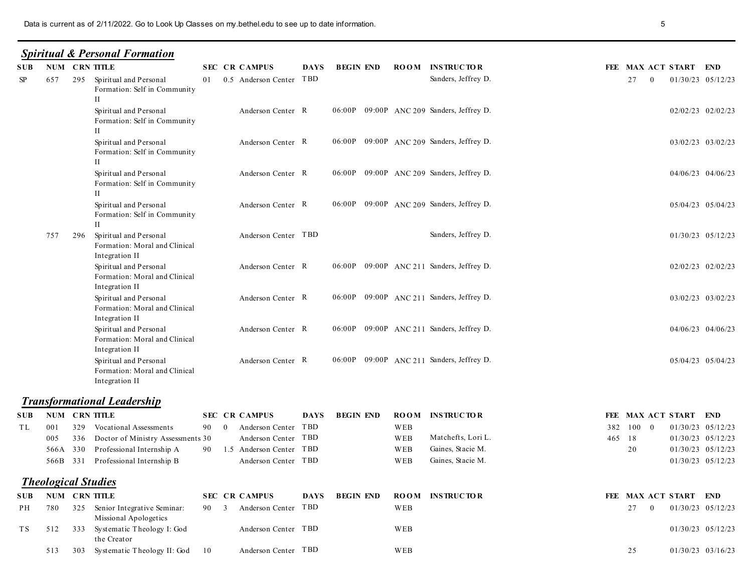Data is current as of 2/11/2022. Go to Look Up Classes on my.bethel.edu to see up to date information.

## *Spiritual & Personal Formation*

| SUB | NUM | CRN | TITLE | SEC | CR | CAMPUS | DAYS | BEGIN | END | ROOM | INSTRUCTOR | FEE | MAX | ACT | START | END |
|---|---|---|---|---|---|---|---|---|---|---|---|---|---|---|---|---|
| SP | 657 | 295 | Spiritual and Personal Formation: Self in Community II | 01 | 0.5 | Anderson Center | TBD | | | | Sanders, Jeffrey D. | | 27 | 0 | 01/30/23 | 05/12/23 |
| | | | Spiritual and Personal Formation: Self in Community II | | | Anderson Center | R | 06:00P | 09:00P | ANC 209 | Sanders, Jeffrey D. | | | | 02/02/23 | 02/02/23 |
| | | | Spiritual and Personal Formation: Self in Community II | | | Anderson Center | R | 06:00P | 09:00P | ANC 209 | Sanders, Jeffrey D. | | | | 03/02/23 | 03/02/23 |
| | | | Spiritual and Personal Formation: Self in Community II | | | Anderson Center | R | 06:00P | 09:00P | ANC 209 | Sanders, Jeffrey D. | | | | 04/06/23 | 04/06/23 |
| | | | Spiritual and Personal Formation: Self in Community II | | | Anderson Center | R | 06:00P | 09:00P | ANC 209 | Sanders, Jeffrey D. | | | | 05/04/23 | 05/04/23 |
| | 757 | 296 | Spiritual and Personal Formation: Moral and Clinical Integration II | | | Anderson Center | TBD | | | | Sanders, Jeffrey D. | | | | 01/30/23 | 05/12/23 |
| | | | Spiritual and Personal Formation: Moral and Clinical Integration II | | | Anderson Center | R | 06:00P | 09:00P | ANC 211 | Sanders, Jeffrey D. | | | | 02/02/23 | 02/02/23 |
| | | | Spiritual and Personal Formation: Moral and Clinical Integration II | | | Anderson Center | R | 06:00P | 09:00P | ANC 211 | Sanders, Jeffrey D. | | | | 03/02/23 | 03/02/23 |
| | | | Spiritual and Personal Formation: Moral and Clinical Integration II | | | Anderson Center | R | 06:00P | 09:00P | ANC 211 | Sanders, Jeffrey D. | | | | 04/06/23 | 04/06/23 |
| | | | Spiritual and Personal Formation: Moral and Clinical Integration II | | | Anderson Center | R | 06:00P | 09:00P | ANC 211 | Sanders, Jeffrey D. | | | | 05/04/23 | 05/04/23 |

## *Transformational Leadership*

| SUB | NUM | CRN | TITLE | SEC | CR | CAMPUS | DAYS | BEGIN | END | ROOM | INSTRUCTOR | FEE | MAX | ACT | START | END |
|---|---|---|---|---|---|---|---|---|---|---|---|---|---|---|---|---|
| TL | 001 | 329 | Vocational Assessments | 90 | 0 | Anderson Center | TBD | | | WEB | | 382 | 100 | 0 | 01/30/23 | 05/12/23 |
| | 005 | 336 | Doctor of Ministry Assessments | 30 | | Anderson Center | TBD | | | WEB | Matchefts, Lori L. | 465 | 18 | | 01/30/23 | 05/12/23 |
| | 566A | 330 | Professional Internship A | 90 | 1.5 | Anderson Center | TBD | | | WEB | Gaines, Stacie M. | | 20 | | 01/30/23 | 05/12/23 |
| | 566B | 331 | Professional Internship B | | | Anderson Center | TBD | | | WEB | Gaines, Stacie M. | | | | 01/30/23 | 05/12/23 |

## *Theological Studies*

| SUB | NUM | CRN | TITLE | SEC | CR | CAMPUS | DAYS | BEGIN | END | ROOM | INSTRUCTOR | FEE | MAX | ACT | START | END |
|---|---|---|---|---|---|---|---|---|---|---|---|---|---|---|---|---|
| PH | 780 | 325 | Senior Integrative Seminar: Missional Apologetics | 90 | 3 | Anderson Center | TBD | | | WEB | | | 27 | 0 | 01/30/23 | 05/12/23 |
| TS | 512 | 333 | Systematic Theology I: God the Creator | | | Anderson Center | TBD | | | WEB | | | | | 01/30/23 | 05/12/23 |
| | 513 | 303 | Systematic Theology II: God | 10 | | Anderson Center | TBD | | | WEB | | | 25 | | 01/30/23 | 03/16/23 |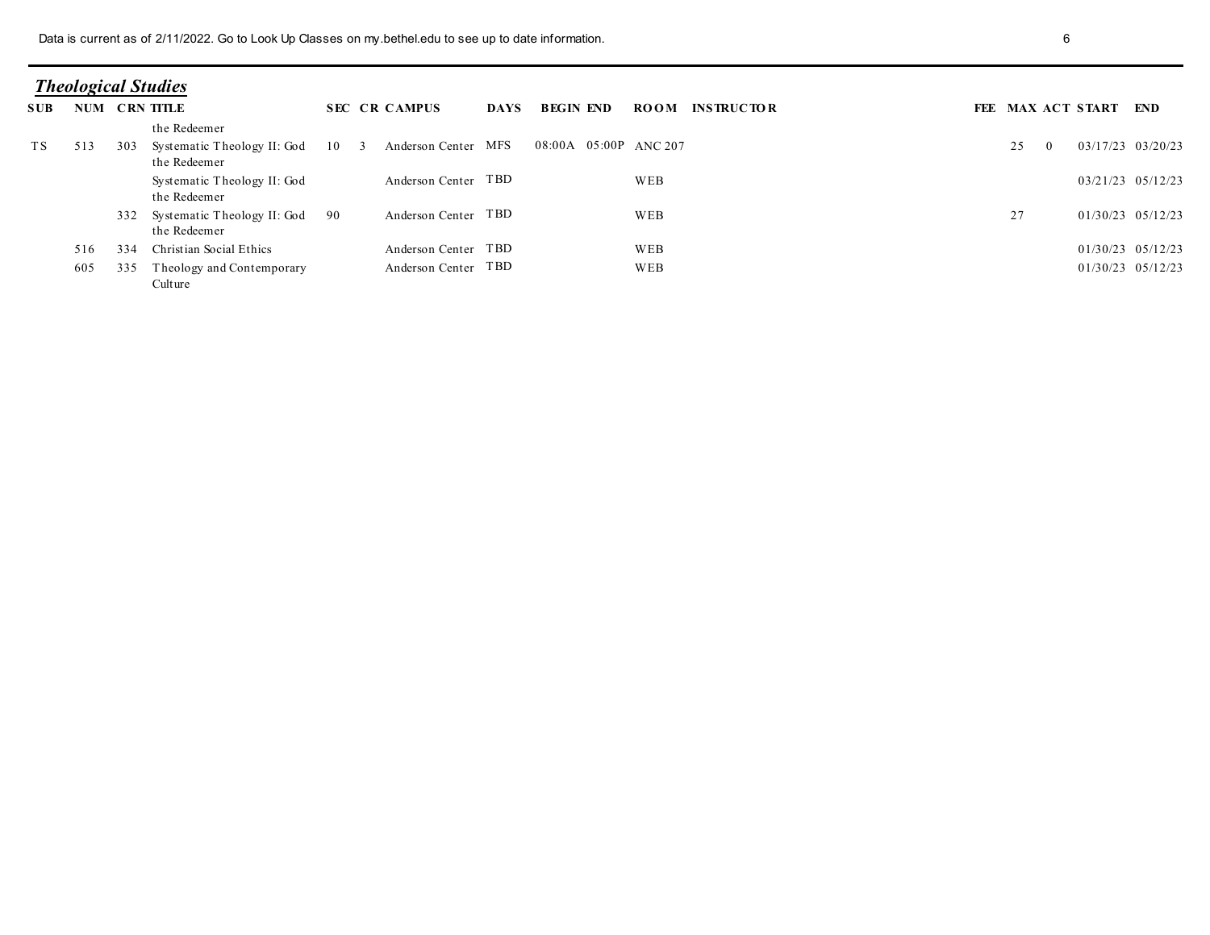## *Theological Studies*

| SUB | NUM | CRN | TITLE | SEC | CR | CAMPUS | DAYS | BEGIN | END | ROOM | INSTRUCTOR | FEE | MAX | ACT | START | END |
|---|---|---|---|---|---|---|---|---|---|---|---|---|---|---|---|---|
| | | | the Redeemer | | | | | | | | | | | | | |
| TS | 513 | 303 | Systematic Theology II: God the Redeemer | 10 | 3 | Anderson Center | MFS | 08:00A | 05:00P | ANC 207 | | | 25 | 0 | 03/17/23 | 03/20/23 |
| | | | Systematic Theology II: God the Redeemer | | | Anderson Center | TBD | | | WEB | | | | | 03/21/23 | 05/12/23 |
| | | 332 | Systematic Theology II: God the Redeemer | 90 | | Anderson Center | TBD | | | WEB | | | 27 | | 01/30/23 | 05/12/23 |
| | 516 | 334 | Christian Social Ethics | | | Anderson Center | TBD | | | WEB | | | | | 01/30/23 | 05/12/23 |
| | 605 | 335 | Theology and Contemporary Culture | | | Anderson Center | TBD | | | WEB | | | | | 01/30/23 | 05/12/23 |